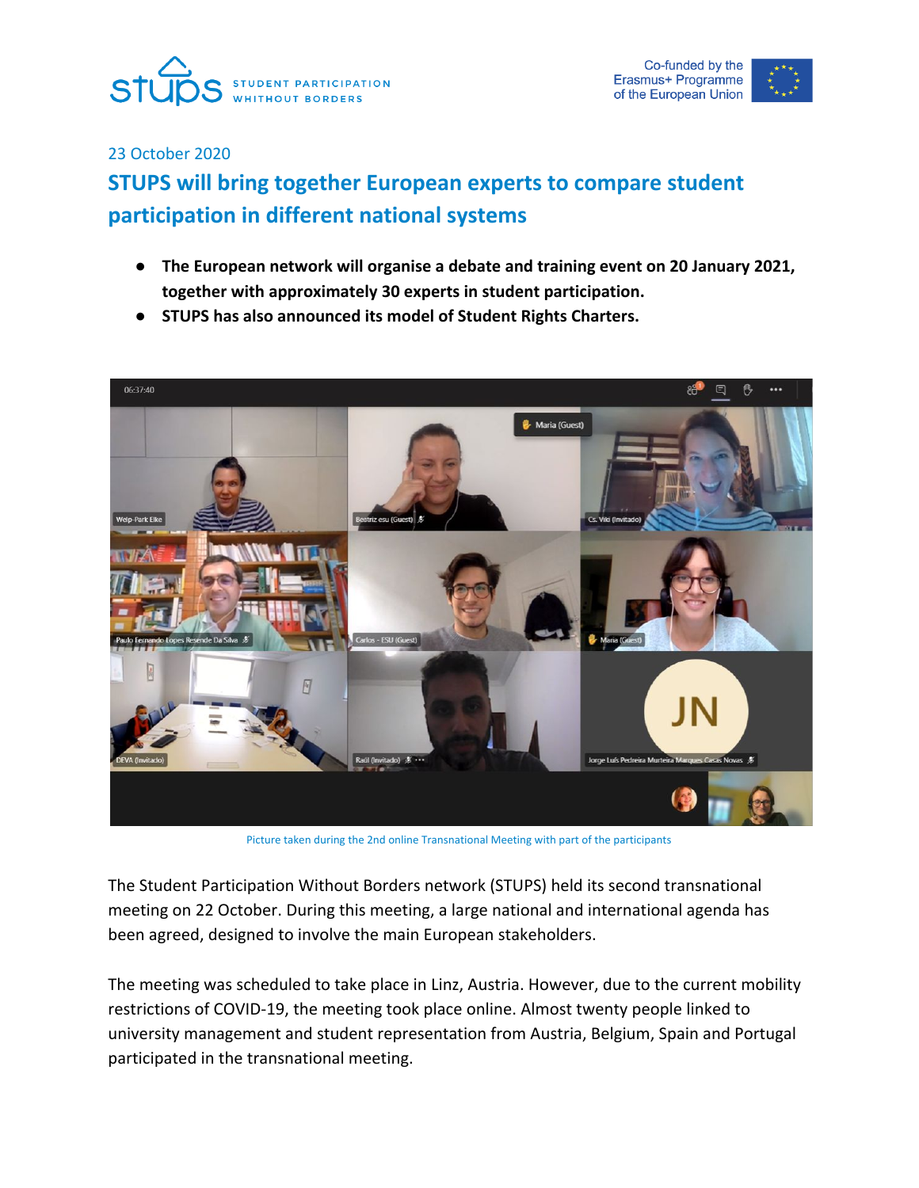23 October 2020

# STUPS will bring together European experts to compare student participation in different national systems

- **The European network will organise a debate and training event on 20 January 2021, together with approximately 30 experts in student participation.**
- **STUPS has also announced its model of Student Rights Charters.**

Picture taken during the 2nd online Transnational Meeting with part of the participants

The Student Participation Without Borders network (STUPS) held its second transnational meeting on 22 October. During this meeting, a large national and international agenda has been agreed, designed to involve the main European stakeholders.

The meeting was scheduled to take place in Linz, Austria. However, due to the current mobility restrictions of COVID-19, the meeting took place online. Almost twenty people linked to university management and student representation from Austria, Belgium, Spain and Portugal participated in the transnational meeting.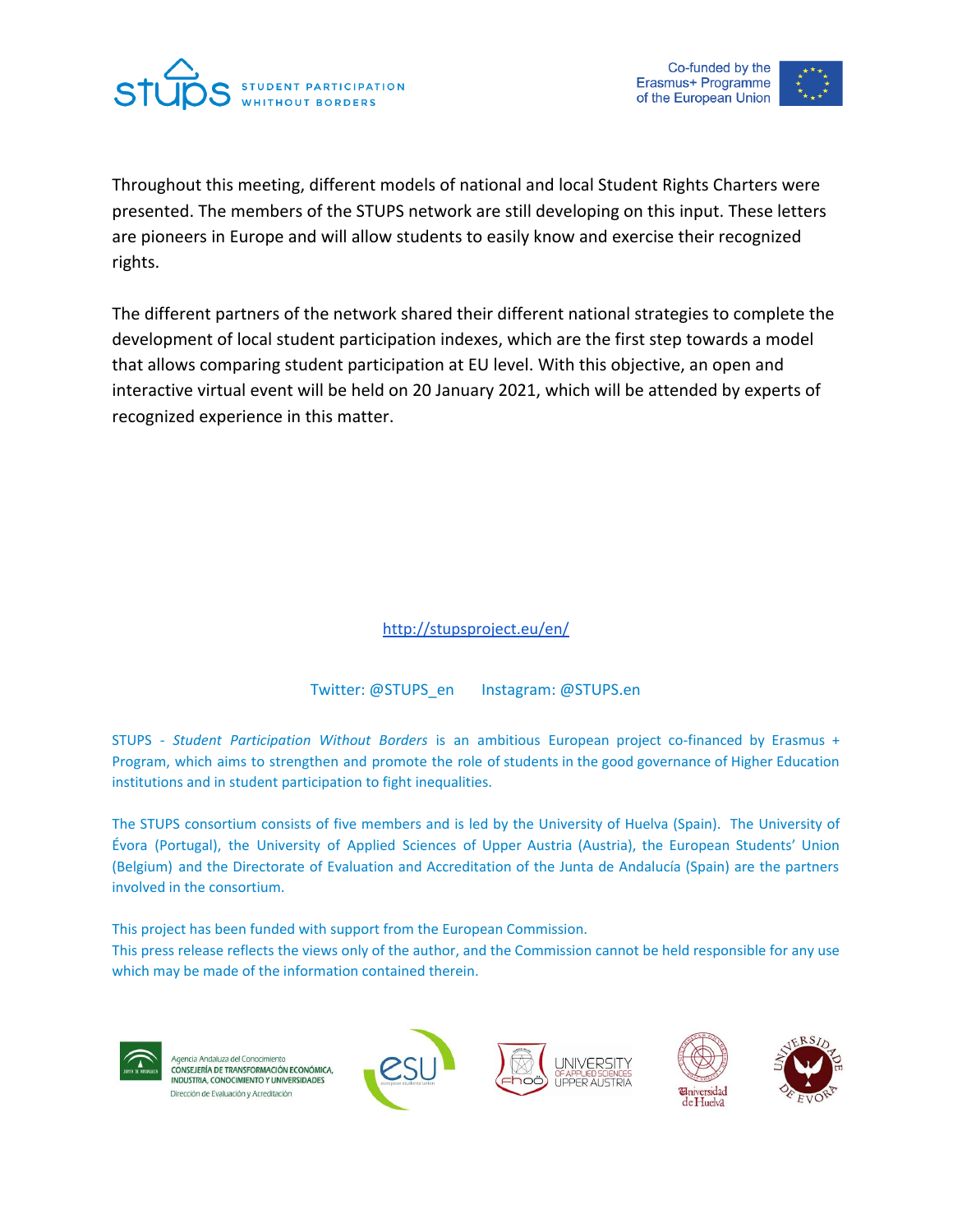Throughout this meeting, different models of national and local Student Rights Charters were presented. The members of the STUPS network are still developing on this input. These letters are pioneers in Europe and will allow students to easily know and exercise their recognized rights.

The different partners of the network shared their different national strategies to complete the development of local student participation indexes, which are the first step towards a model that allows comparing student participation at EU level. With this objective, an open and interactive virtual event will be held on 20 January 2021, which will be attended by experts of recognized experience in this matter.

http://stupsproject.eu/en/

Twitter: @STUPS_en     Instagram: @STUPS.en

STUPS - *Student Participation Without Borders* is an ambitious European project co-financed by Erasmus + Program, which aims to strengthen and promote the role of students in the good governance of Higher Education institutions and in student participation to fight inequalities.

The STUPS consortium consists of five members and is led by the University of Huelva (Spain). The University of Évora (Portugal), the University of Applied Sciences of Upper Austria (Austria), the European Students' Union (Belgium) and the Directorate of Evaluation and Accreditation of the Junta de Andalucía (Spain) are the partners involved in the consortium.

This project has been funded with support from the European Commission.
This press release reflects the views only of the author, and the Commission cannot be held responsible for any use which may be made of the information contained therein.